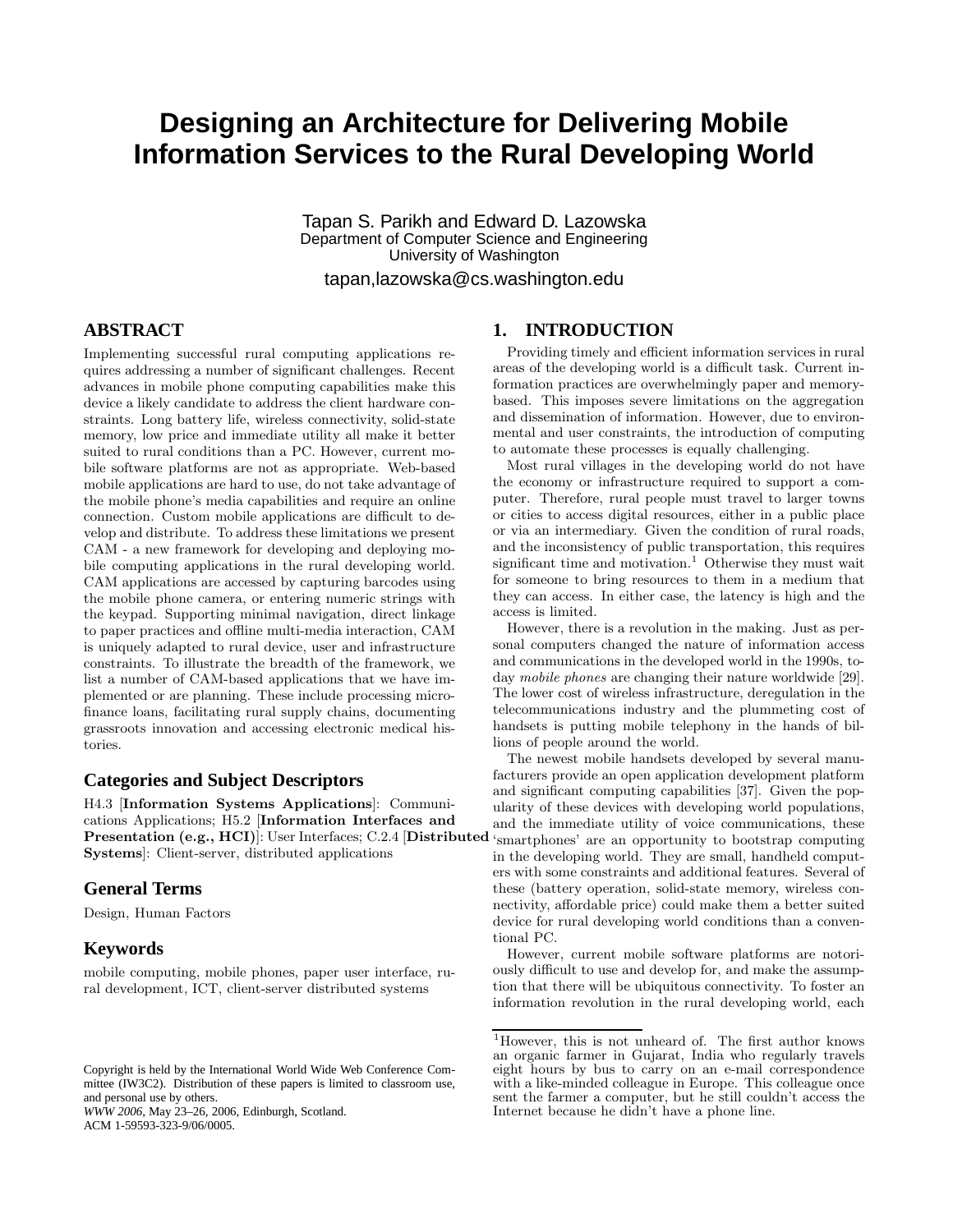# Designing an Architecture for Delivering Mobile Information Services to the Rural Developing World

Tapan S. Parikh and Edward D. Lazowska
Department of Computer Science and Engineering
University of Washington

tapan,lazowska@cs.washington.edu

## ABSTRACT

Implementing successful rural computing applications requires addressing a number of significant challenges. Recent advances in mobile phone computing capabilities make this device a likely candidate to address the client hardware constraints. Long battery life, wireless connectivity, solid-state memory, low price and immediate utility all make it better suited to rural conditions than a PC. However, current mobile software platforms are not as appropriate. Web-based mobile applications are hard to use, do not take advantage of the mobile phone's media capabilities and require an online connection. Custom mobile applications are difficult to develop and distribute. To address these limitations we present CAM - a new framework for developing and deploying mobile computing applications in the rural developing world. CAM applications are accessed by capturing barcodes using the mobile phone camera, or entering numeric strings with the keypad. Supporting minimal navigation, direct linkage to paper practices and offline multi-media interaction, CAM is uniquely adapted to rural device, user and infrastructure constraints. To illustrate the breadth of the framework, we list a number of CAM-based applications that we have implemented or are planning. These include processing microfinance loans, facilitating rural supply chains, documenting grassroots innovation and accessing electronic medical histories.

### Categories and Subject Descriptors

H4.3 [**Information Systems Applications**]: Communications Applications; H5.2 [**Information Interfaces and Presentation (e.g., HCI)**]: User Interfaces; C.2.4 [**Distributed Systems**]: Client-server, distributed applications

### General Terms

Design, Human Factors

### Keywords

mobile computing, mobile phones, paper user interface, rural development, ICT, client-server distributed systems

Copyright is held by the International World Wide Web Conference Committee (IW3C2). Distribution of these papers is limited to classroom use, and personal use by others.
*WWW 2006*, May 23–26, 2006, Edinburgh, Scotland.
ACM 1-59593-323-9/06/0005.

## 1. INTRODUCTION

Providing timely and efficient information services in rural areas of the developing world is a difficult task. Current information practices are overwhelmingly paper and memory-based. This imposes severe limitations on the aggregation and dissemination of information. However, due to environmental and user constraints, the introduction of computing to automate these processes is equally challenging.

Most rural villages in the developing world do not have the economy or infrastructure required to support a computer. Therefore, rural people must travel to larger towns or cities to access digital resources, either in a public place or via an intermediary. Given the condition of rural roads, and the inconsistency of public transportation, this requires significant time and motivation.[1] Otherwise they must wait for someone to bring resources to them in a medium that they can access. In either case, the latency is high and the access is limited.

However, there is a revolution in the making. Just as personal computers changed the nature of information access and communications in the developed world in the 1990s, today *mobile phones* are changing their nature worldwide [29]. The lower cost of wireless infrastructure, deregulation in the telecommunications industry and the plummeting cost of handsets is putting mobile telephony in the hands of billions of people around the world.

The newest mobile handsets developed by several manufacturers provide an open application development platform and significant computing capabilities [37]. Given the popularity of these devices with developing world populations, and the immediate utility of voice communications, these 'smartphones' are an opportunity to bootstrap computing in the developing world. They are small, handheld computers with some constraints and additional features. Several of these (battery operation, solid-state memory, wireless connectivity, affordable price) could make them a better suited device for rural developing world conditions than a conventional PC.

However, current mobile software platforms are notoriously difficult to use and develop for, and make the assumption that there will be ubiquitous connectivity. To foster an information revolution in the rural developing world, each

[1] However, this is not unheard of. The first author knows an organic farmer in Gujarat, India who regularly travels eight hours by bus to carry on an e-mail correspondence with a like-minded colleague in Europe. This colleague once sent the farmer a computer, but he still couldn't access the Internet because he didn't have a phone line.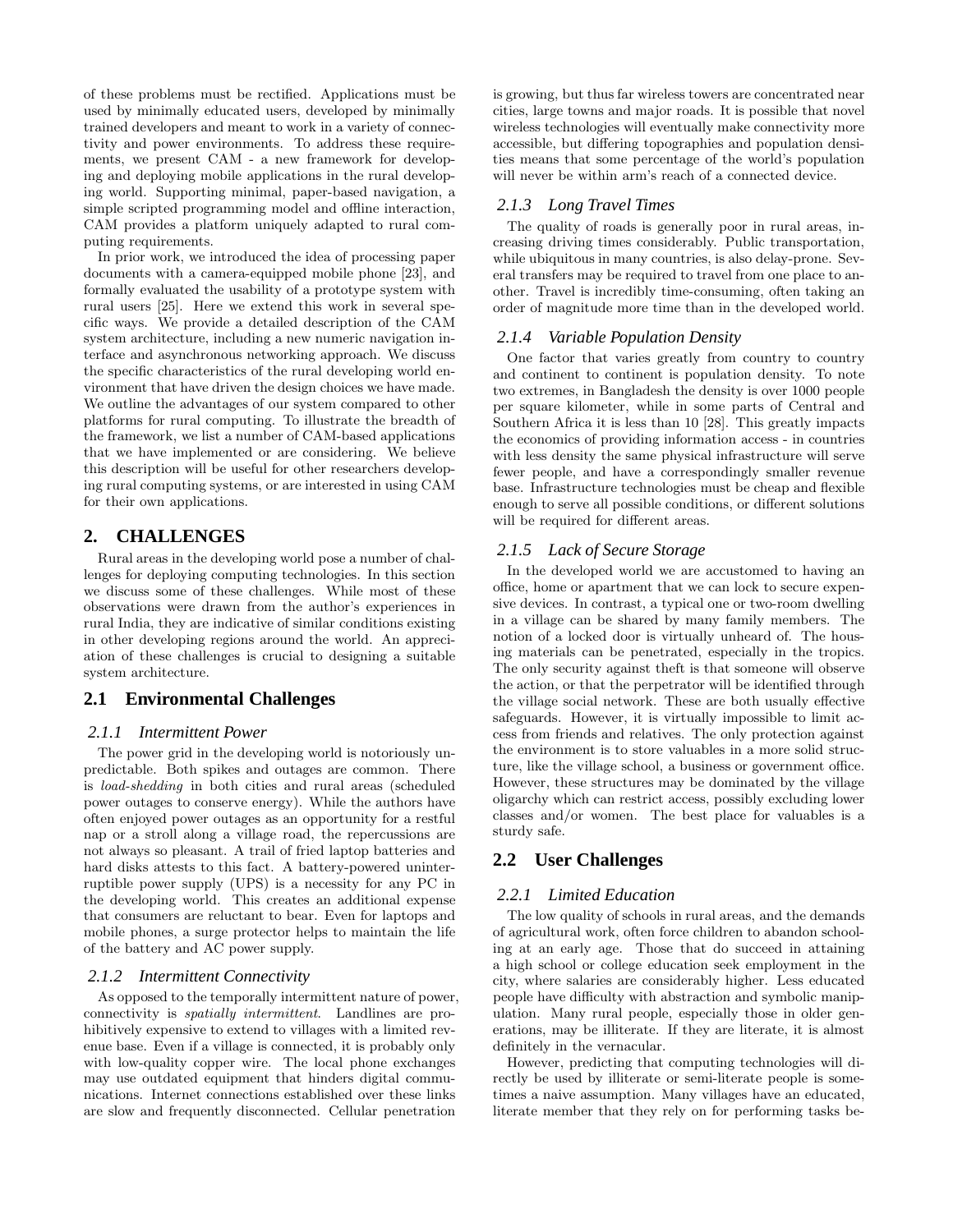of these problems must be rectified. Applications must be used by minimally educated users, developed by minimally trained developers and meant to work in a variety of connectivity and power environments. To address these requirements, we present CAM - a new framework for developing and deploying mobile applications in the rural developing world. Supporting minimal, paper-based navigation, a simple scripted programming model and offline interaction, CAM provides a platform uniquely adapted to rural computing requirements.

In prior work, we introduced the idea of processing paper documents with a camera-equipped mobile phone [23], and formally evaluated the usability of a prototype system with rural users [25]. Here we extend this work in several specific ways. We provide a detailed description of the CAM system architecture, including a new numeric navigation interface and asynchronous networking approach. We discuss the specific characteristics of the rural developing world environment that have driven the design choices we have made. We outline the advantages of our system compared to other platforms for rural computing. To illustrate the breadth of the framework, we list a number of CAM-based applications that we have implemented or are considering. We believe this description will be useful for other researchers developing rural computing systems, or are interested in using CAM for their own applications.

## 2. CHALLENGES

Rural areas in the developing world pose a number of challenges for deploying computing technologies. In this section we discuss some of these challenges. While most of these observations were drawn from the author's experiences in rural India, they are indicative of similar conditions existing in other developing regions around the world. An appreciation of these challenges is crucial to designing a suitable system architecture.

### 2.1 Environmental Challenges

#### 2.1.1 Intermittent Power

The power grid in the developing world is notoriously unpredictable. Both spikes and outages are common. There is *load-shedding* in both cities and rural areas (scheduled power outages to conserve energy). While the authors have often enjoyed power outages as an opportunity for a restful nap or a stroll along a village road, the repercussions are not always so pleasant. A trail of fried laptop batteries and hard disks attests to this fact. A battery-powered uninterruptible power supply (UPS) is a necessity for any PC in the developing world. This creates an additional expense that consumers are reluctant to bear. Even for laptops and mobile phones, a surge protector helps to maintain the life of the battery and AC power supply.

#### 2.1.2 Intermittent Connectivity

As opposed to the temporally intermittent nature of power, connectivity is *spatially intermittent*. Landlines are prohibitively expensive to extend to villages with a limited revenue base. Even if a village is connected, it is probably only with low-quality copper wire. The local phone exchanges may use outdated equipment that hinders digital communications. Internet connections established over these links are slow and frequently disconnected. Cellular penetration is growing, but thus far wireless towers are concentrated near cities, large towns and major roads. It is possible that novel wireless technologies will eventually make connectivity more accessible, but differing topographies and population densities means that some percentage of the world's population will never be within arm's reach of a connected device.

#### 2.1.3 Long Travel Times

The quality of roads is generally poor in rural areas, increasing driving times considerably. Public transportation, while ubiquitous in many countries, is also delay-prone. Several transfers may be required to travel from one place to another. Travel is incredibly time-consuming, often taking an order of magnitude more time than in the developed world.

#### 2.1.4 Variable Population Density

One factor that varies greatly from country to country and continent to continent is population density. To note two extremes, in Bangladesh the density is over 1000 people per square kilometer, while in some parts of Central and Southern Africa it is less than 10 [28]. This greatly impacts the economics of providing information access - in countries with less density the same physical infrastructure will serve fewer people, and have a correspondingly smaller revenue base. Infrastructure technologies must be cheap and flexible enough to serve all possible conditions, or different solutions will be required for different areas.

#### 2.1.5 Lack of Secure Storage

In the developed world we are accustomed to having an office, home or apartment that we can lock to secure expensive devices. In contrast, a typical one or two-room dwelling in a village can be shared by many family members. The notion of a locked door is virtually unheard of. The housing materials can be penetrated, especially in the tropics. The only security against theft is that someone will observe the action, or that the perpetrator will be identified through the village social network. These are both usually effective safeguards. However, it is virtually impossible to limit access from friends and relatives. The only protection against the environment is to store valuables in a more solid structure, like the village school, a business or government office. However, these structures may be dominated by the village oligarchy which can restrict access, possibly excluding lower classes and/or women. The best place for valuables is a sturdy safe.

### 2.2 User Challenges

#### 2.2.1 Limited Education

The low quality of schools in rural areas, and the demands of agricultural work, often force children to abandon schooling at an early age. Those that do succeed in attaining a high school or college education seek employment in the city, where salaries are considerably higher. Less educated people have difficulty with abstraction and symbolic manipulation. Many rural people, especially those in older generations, may be illiterate. If they are literate, it is almost definitely in the vernacular.

However, predicting that computing technologies will directly be used by illiterate or semi-literate people is sometimes a naive assumption. Many villages have an educated, literate member that they rely on for performing tasks be-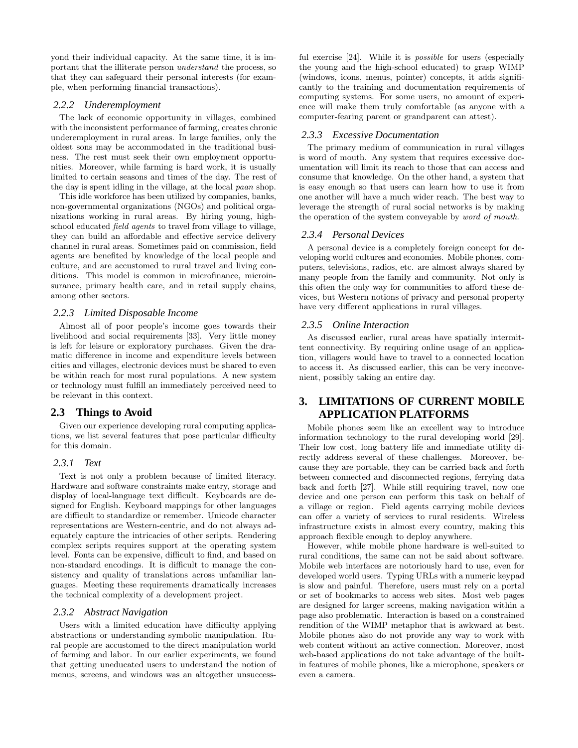yond their individual capacity. At the same time, it is important that the illiterate person *understand* the process, so that they can safeguard their personal interests (for example, when performing financial transactions).

#### 2.2.2 Underemployment

The lack of economic opportunity in villages, combined with the inconsistent performance of farming, creates chronic underemployment in rural areas. In large families, only the oldest sons may be accommodated in the traditional business. The rest must seek their own employment opportunities. Moreover, while farming is hard work, it is usually limited to certain seasons and times of the day. The rest of the day is spent idling in the village, at the local *paan* shop.

This idle workforce has been utilized by companies, banks, non-governmental organizations (NGOs) and political organizations working in rural areas. By hiring young, high-school educated *field agents* to travel from village to village, they can build an affordable and effective service delivery channel in rural areas. Sometimes paid on commission, field agents are benefited by knowledge of the local people and culture, and are accustomed to rural travel and living conditions. This model is common in microfinance, microinsurance, primary health care, and in retail supply chains, among other sectors.

#### 2.2.3 Limited Disposable Income

Almost all of poor people's income goes towards their livelihood and social requirements [33]. Very little money is left for leisure or exploratory purchases. Given the dramatic difference in income and expenditure levels between cities and villages, electronic devices must be shared to even be within reach for most rural populations. A new system or technology must fulfill an immediately perceived need to be relevant in this context.

### 2.3 Things to Avoid

Given our experience developing rural computing applications, we list several features that pose particular difficulty for this domain.

#### 2.3.1 Text

Text is not only a problem because of limited literacy. Hardware and software constraints make entry, storage and display of local-language text difficult. Keyboards are designed for English. Keyboard mappings for other languages are difficult to standardize or remember. Unicode character representations are Western-centric, and do not always adequately capture the intricacies of other scripts. Rendering complex scripts requires support at the operating system level. Fonts can be expensive, difficult to find, and based on non-standard encodings. It is difficult to manage the consistency and quality of translations across unfamiliar languages. Meeting these requirements dramatically increases the technical complexity of a development project.

#### 2.3.2 Abstract Navigation

Users with a limited education have difficulty applying abstractions or understanding symbolic manipulation. Rural people are accustomed to the direct manipulation world of farming and labor. In our earlier experiments, we found that getting uneducated users to understand the notion of menus, screens, and windows was an altogether unsuccessful exercise [24]. While it is *possible* for users (especially the young and the high-school educated) to grasp WIMP (windows, icons, menus, pointer) concepts, it adds significantly to the training and documentation requirements of computing systems. For some users, no amount of experience will make them truly comfortable (as anyone with a computer-fearing parent or grandparent can attest).

#### 2.3.3 Excessive Documentation

The primary medium of communication in rural villages is word of mouth. Any system that requires excessive documentation will limit its reach to those that can access and consume that knowledge. On the other hand, a system that is easy enough so that users can learn how to use it from one another will have a much wider reach. The best way to leverage the strength of rural social networks is by making the operation of the system conveyable by *word of mouth*.

#### 2.3.4 Personal Devices

A personal device is a completely foreign concept for developing world cultures and economies. Mobile phones, computers, televisions, radios, etc. are almost always shared by many people from the family and community. Not only is this often the only way for communities to afford these devices, but Western notions of privacy and personal property have very different applications in rural villages.

#### 2.3.5 Online Interaction

As discussed earlier, rural areas have spatially intermittent connectivity. By requiring online usage of an application, villagers would have to travel to a connected location to access it. As discussed earlier, this can be very inconvenient, possibly taking an entire day.

## 3. LIMITATIONS OF CURRENT MOBILE APPLICATION PLATFORMS

Mobile phones seem like an excellent way to introduce information technology to the rural developing world [29]. Their low cost, long battery life and immediate utility directly address several of these challenges. Moreover, because they are portable, they can be carried back and forth between connected and disconnected regions, ferrying data back and forth [27]. While still requiring travel, now one device and one person can perform this task on behalf of a village or region. Field agents carrying mobile devices can offer a variety of services to rural residents. Wireless infrastructure exists in almost every country, making this approach flexible enough to deploy anywhere.

However, while mobile phone hardware is well-suited to rural conditions, the same can not be said about software. Mobile web interfaces are notoriously hard to use, even for developed world users. Typing URLs with a numeric keypad is slow and painful. Therefore, users must rely on a portal or set of bookmarks to access web sites. Most web pages are designed for larger screens, making navigation within a page also problematic. Interaction is based on a constrained rendition of the WIMP metaphor that is awkward at best. Mobile phones also do not provide any way to work with web content without an active connection. Moreover, most web-based applications do not take advantage of the built-in features of mobile phones, like a microphone, speakers or even a camera.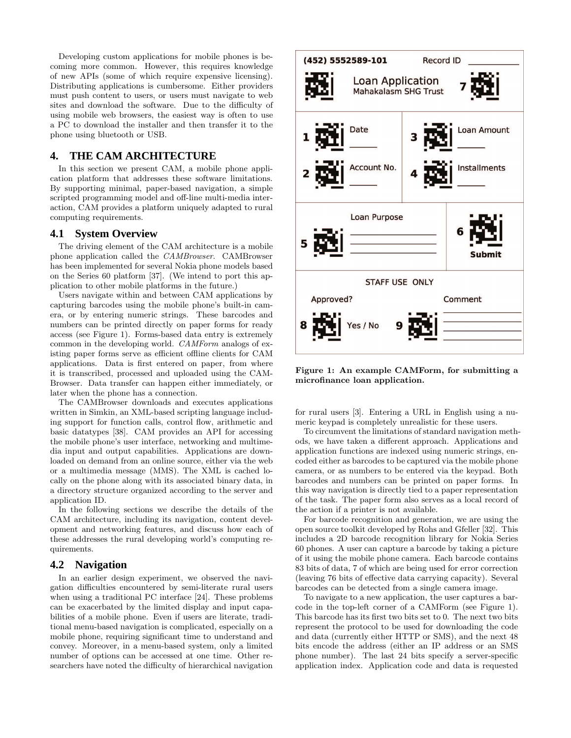Developing custom applications for mobile phones is becoming more common. However, this requires knowledge of new APIs (some of which require expensive licensing). Distributing applications is cumbersome. Either providers must push content to users, or users must navigate to web sites and download the software. Due to the difficulty of using mobile web browsers, the easiest way is often to use a PC to download the installer and then transfer it to the phone using bluetooth or USB.

## 4. THE CAM ARCHITECTURE

In this section we present CAM, a mobile phone application platform that addresses these software limitations. By supporting minimal, paper-based navigation, a simple scripted programming model and off-line multi-media interaction, CAM provides a platform uniquely adapted to rural computing requirements.

### 4.1 System Overview

The driving element of the CAM architecture is a mobile phone application called the *CAMBrowser*. CAMBrowser has been implemented for several Nokia phone models based on the Series 60 platform [37]. (We intend to port this application to other mobile platforms in the future.)

Users navigate within and between CAM applications by capturing barcodes using the mobile phone's built-in camera, or by entering numeric strings. These barcodes and numbers can be printed directly on paper forms for ready access (see Figure 1). Forms-based data entry is extremely common in the developing world. *CAMForm* analogs of existing paper forms serve as efficient offline clients for CAM applications. Data is first entered on paper, from where it is transcribed, processed and uploaded using the CAMBrowser. Data transfer can happen either immediately, or later when the phone has a connection.

The CAMBrowser downloads and executes applications written in Simkin, an XML-based scripting language including support for function calls, control flow, arithmetic and basic datatypes [38]. CAM provides an API for accessing the mobile phone's user interface, networking and multimedia input and output capabilities. Applications are downloaded on demand from an online source, either via the web or a multimedia message (MMS). The XML is cached locally on the phone along with its associated binary data, in a directory structure organized according to the server and application ID.

In the following sections we describe the details of the CAM architecture, including its navigation, content development and networking features, and discuss how each of these addresses the rural developing world's computing requirements.

### 4.2 Navigation

In an earlier design experiment, we observed the navigation difficulties encountered by semi-literate rural users when using a traditional PC interface [24]. These problems can be exacerbated by the limited display and input capabilities of a mobile phone. Even if users are literate, traditional menu-based navigation is complicated, especially on a mobile phone, requiring significant time to understand and convey. Moreover, in a menu-based system, only a limited number of options can be accessed at one time. Other researchers have noted the difficulty of hierarchical navigation for rural users [3]. Entering a URL in English using a numeric keypad is completely unrealistic for these users.

**Figure 1: An example CAMForm, for submitting a microfinance loan application.**

To circumvent the limitations of standard navigation methods, we have taken a different approach. Applications and application functions are indexed using numeric strings, encoded either as barcodes to be captured via the mobile phone camera, or as numbers to be entered via the keypad. Both barcodes and numbers can be printed on paper forms. In this way navigation is directly tied to a paper representation of the task. The paper form also serves as a local record of the action if a printer is not available.

For barcode recognition and generation, we are using the open source toolkit developed by Rohs and Gfeller [32]. This includes a 2D barcode recognition library for Nokia Series 60 phones. A user can capture a barcode by taking a picture of it using the mobile phone camera. Each barcode contains 83 bits of data, 7 of which are being used for error correction (leaving 76 bits of effective data carrying capacity). Several barcodes can be detected from a single camera image.

To navigate to a new application, the user captures a barcode in the top-left corner of a CAMForm (see Figure 1). This barcode has its first two bits set to 0. The next two bits represent the protocol to be used for downloading the code and data (currently either HTTP or SMS), and the next 48 bits encode the address (either an IP address or an SMS phone number). The last 24 bits specify a server-specific application index. Application code and data is requested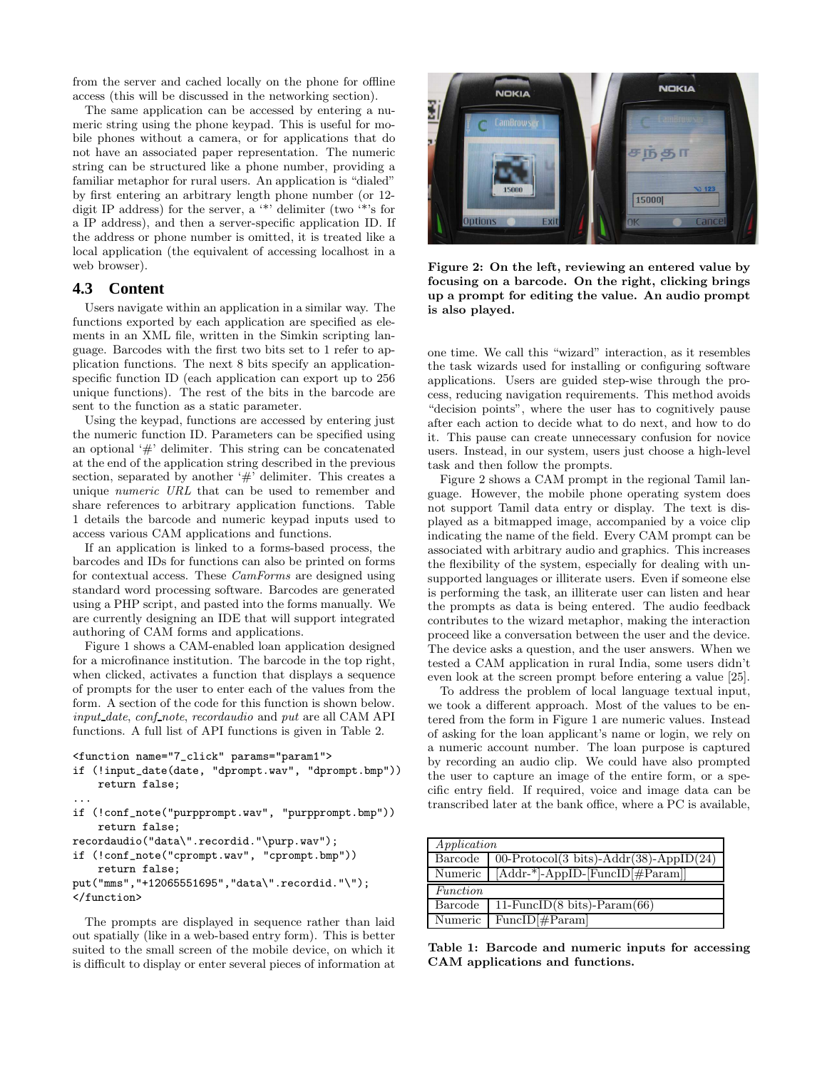from the server and cached locally on the phone for offline access (this will be discussed in the networking section).

The same application can be accessed by entering a numeric string using the phone keypad. This is useful for mobile phones without a camera, or for applications that do not have an associated paper representation. The numeric string can be structured like a phone number, providing a familiar metaphor for rural users. An application is "dialed" by first entering an arbitrary length phone number (or 12-digit IP address) for the server, a '*' delimiter (two '*'s for a IP address), and then a server-specific application ID. If the address or phone number is omitted, it is treated like a local application (the equivalent of accessing localhost in a web browser).

### 4.3 Content

Users navigate within an application in a similar way. The functions exported by each application are specified as elements in an XML file, written in the Simkin scripting language. Barcodes with the first two bits set to 1 refer to application functions. The next 8 bits specify an application-specific function ID (each application can export up to 256 unique functions). The rest of the bits in the barcode are sent to the function as a static parameter.

Using the keypad, functions are accessed by entering just the numeric function ID. Parameters can be specified using an optional '#' delimiter. This string can be concatenated at the end of the application string described in the previous section, separated by another '#' delimiter. This creates a unique *numeric URL* that can be used to remember and share references to arbitrary application functions. Table 1 details the barcode and numeric keypad inputs used to access various CAM applications and functions.

If an application is linked to a forms-based process, the barcodes and IDs for functions can also be printed on forms for contextual access. These *CamForms* are designed using standard word processing software. Barcodes are generated using a PHP script, and pasted into the forms manually. We are currently designing an IDE that will support integrated authoring of CAM forms and applications.

Figure 1 shows a CAM-enabled loan application designed for a microfinance institution. The barcode in the top right, when clicked, activates a function that displays a sequence of prompts for the user to enter each of the values from the form. A section of the code for this function is shown below. *input_date*, *conf_note*, *recordaudio* and *put* are all CAM API functions. A full list of API functions is given in Table 2.

```
<function name="7_click" params="param1">
if (!input_date(date, "dprompt.wav", "dprompt.bmp"))
    return false;
...
if (!conf_note("purpprompt.wav", "purpprompt.bmp"))
    return false;
recordaudio("data\".recordid."\purp.wav");
if (!conf_note("cprompt.wav", "cprompt.bmp"))
    return false;
put("mms","+12065551695","data\".recordid."\");
</function>
```

The prompts are displayed in sequence rather than laid out spatially (like in a web-based entry form). This is better suited to the small screen of the mobile device, on which it is difficult to display or enter several pieces of information at one time. We call this "wizard" interaction, as it resembles the task wizards used for installing or configuring software applications. Users are guided step-wise through the process, reducing navigation requirements. This method avoids "decision points", where the user has to cognitively pause after each action to decide what to do next, and how to do it. This pause can create unnecessary confusion for novice users. Instead, in our system, users just choose a high-level task and then follow the prompts.

**Figure 2: On the left, reviewing an entered value by focusing on a barcode. On the right, clicking brings up a prompt for editing the value. An audio prompt is also played.**

Figure 2 shows a CAM prompt in the regional Tamil language. However, the mobile phone operating system does not support Tamil data entry or display. The text is displayed as a bitmapped image, accompanied by a voice clip indicating the name of the field. Every CAM prompt can be associated with arbitrary audio and graphics. This increases the flexibility of the system, especially for dealing with unsupported languages or illiterate users. Even if someone else is performing the task, an illiterate user can listen and hear the prompts as data is being entered. The audio feedback contributes to the wizard metaphor, making the interaction proceed like a conversation between the user and the device. The device asks a question, and the user answers. When we tested a CAM application in rural India, some users didn't even look at the screen prompt before entering a value [25].

To address the problem of local language textual input, we took a different approach. Most of the values to be entered from the form in Figure 1 are numeric values. Instead of asking for the loan applicant's name or login, we rely on a numeric account number. The loan purpose is captured by recording an audio clip. We could have also prompted the user to capture an image of the entire form, or a specific entry field. If required, voice and image data can be transcribed later at the bank office, where a PC is available,

| *Application* | |
|---|---|
| Barcode | 00-Protocol(3 bits)-Addr(38)-AppID(24) |
| Numeric | [Addr-*]-AppID-[FuncID[#Param]] |
| *Function* | |
| Barcode | 11-FuncID(8 bits)-Param(66) |
| Numeric | FuncID[#Param] |

**Table 1: Barcode and numeric inputs for accessing CAM applications and functions.**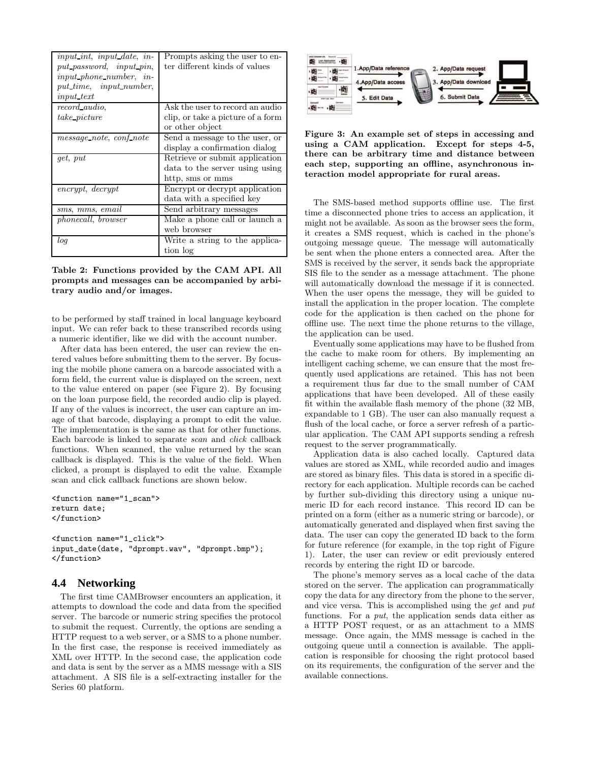| | |
|---|---|
| *input_int*, *input_date*, *input_password*, *input_pin*, *input_phone_number*, *input_time*, *input_number*, *input_text* | Prompts asking the user to enter different kinds of values |
| *record_audio*, *take_picture* | Ask the user to record an audio clip, or take a picture of a form or other object |
| *message_note*, *conf_note* | Send a message to the user, or display a confirmation dialog |
| *get*, *put* | Retrieve or submit application data to the server using using http, sms or mms |
| *encrypt*, *decrypt* | Encrypt or decrypt application data with a specified key |
| *sms*, *mms*, *email* | Send arbitrary messages |
| *phonecall*, *browser* | Make a phone call or launch a web browser |
| *log* | Write a string to the application log |

**Table 2: Functions provided by the CAM API. All prompts and messages can be accompanied by arbitrary audio and/or images.**

to be performed by staff trained in local language keyboard input. We can refer back to these transcribed records using a numeric identifier, like we did with the account number.

After data has been entered, the user can review the entered values before submitting them to the server. By focusing the mobile phone camera on a barcode associated with a form field, the current value is displayed on the screen, next to the value entered on paper (see Figure 2). By focusing on the loan purpose field, the recorded audio clip is played. If any of the values is incorrect, the user can capture an image of that barcode, displaying a prompt to edit the value. The implementation is the same as that for other functions. Each barcode is linked to separate *scan* and *click* callback functions. When scanned, the value returned by the scan callback is displayed. This is the value of the field. When clicked, a prompt is displayed to edit the value. Example scan and click callback functions are shown below.

```
<function name="1_scan">
return date;
</function>

<function name="1_click">
input_date(date, "dprompt.wav", "dprompt.bmp");
</function>
```

## 4.4 Networking

The first time CAMBrowser encounters an application, it attempts to download the code and data from the specified server. The barcode or numeric string specifies the protocol to submit the request. Currently, the options are sending a HTTP request to a web server, or a SMS to a phone number. In the first case, the response is received immediately as XML over HTTP. In the second case, the application code and data is sent by the server as a MMS message with a SIS attachment. A SIS file is a self-extracting installer for the Series 60 platform.

**Figure 3: An example set of steps in accessing and using a CAM application. Except for steps 4-5, there can be arbitrary time and distance between each step, supporting an offline, asynchronous interaction model appropriate for rural areas.**

The SMS-based method supports offline use. The first time a disconnected phone tries to access an application, it might not be available. As soon as the browser sees the form, it creates a SMS request, which is cached in the phone's outgoing message queue. The message will automatically be sent when the phone enters a connected area. After the SMS is received by the server, it sends back the appropriate SIS file to the sender as a message attachment. The phone will automatically download the message if it is connected. When the user opens the message, they will be guided to install the application in the proper location. The complete code for the application is then cached on the phone for offline use. The next time the phone returns to the village, the application can be used.

Eventually some applications may have to be flushed from the cache to make room for others. By implementing an intelligent caching scheme, we can ensure that the most frequently used applications are retained. This has not been a requirement thus far due to the small number of CAM applications that have been developed. All of these easily fit within the available flash memory of the phone (32 MB, expandable to 1 GB). The user can also manually request a flush of the local cache, or force a server refresh of a particular application. The CAM API supports sending a refresh request to the server programmatically.

Application data is also cached locally. Captured data values are stored as XML, while recorded audio and images are stored as binary files. This data is stored in a specific directory for each application. Multiple records can be cached by further sub-dividing this directory using a unique numeric ID for each record instance. This record ID can be printed on a form (either as a numeric string or barcode), or automatically generated and displayed when first saving the data. The user can copy the generated ID back to the form for future reference (for example, in the top right of Figure 1). Later, the user can review or edit previously entered records by entering the right ID or barcode.

The phone's memory serves as a local cache of the data stored on the server. The application can programmatically copy the data for any directory from the phone to the server, and vice versa. This is accomplished using the *get* and *put* functions. For a *put*, the application sends data either as a HTTP POST request, or as an attachment to a MMS message. Once again, the MMS message is cached in the outgoing queue until a connection is available. The application is responsible for choosing the right protocol based on its requirements, the configuration of the server and the available connections.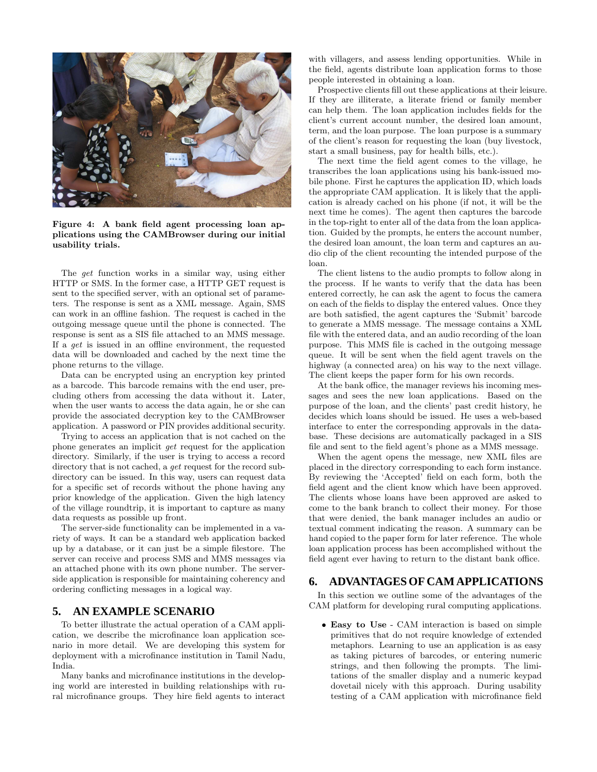Figure 4: A bank field agent processing loan applications using the CAMBrowser during our initial usability trials.

The *get* function works in a similar way, using either HTTP or SMS. In the former case, a HTTP GET request is sent to the specified server, with an optional set of parameters. The response is sent as a XML message. Again, SMS can work in an offline fashion. The request is cached in the outgoing message queue until the phone is connected. The response is sent as a SIS file attached to an MMS message. If a *get* is issued in an offline environment, the requested data will be downloaded and cached by the next time the phone returns to the village.

Data can be encrypted using an encryption key printed as a barcode. This barcode remains with the end user, precluding others from accessing the data without it. Later, when the user wants to access the data again, he or she can provide the associated decryption key to the CAMBrowser application. A password or PIN provides additional security.

Trying to access an application that is not cached on the phone generates an implicit *get* request for the application directory. Similarly, if the user is trying to access a record directory that is not cached, a *get* request for the record subdirectory can be issued. In this way, users can request data for a specific set of records without the phone having any prior knowledge of the application. Given the high latency of the village roundtrip, it is important to capture as many data requests as possible up front.

The server-side functionality can be implemented in a variety of ways. It can be a standard web application backed up by a database, or it can just be a simple filestore. The server can receive and process SMS and MMS messages via an attached phone with its own phone number. The server-side application is responsible for maintaining coherency and ordering conflicting messages in a logical way.

## 5. AN EXAMPLE SCENARIO

To better illustrate the actual operation of a CAM application, we describe the microfinance loan application scenario in more detail. We are developing this system for deployment with a microfinance institution in Tamil Nadu, India.

Many banks and microfinance institutions in the developing world are interested in building relationships with rural microfinance groups. They hire field agents to interact with villagers, and assess lending opportunities. While in the field, agents distribute loan application forms to those people interested in obtaining a loan.

Prospective clients fill out these applications at their leisure. If they are illiterate, a literate friend or family member can help them. The loan application includes fields for the client's current account number, the desired loan amount, term, and the loan purpose. The loan purpose is a summary of the client's reason for requesting the loan (buy livestock, start a small business, pay for health bills, etc.).

The next time the field agent comes to the village, he transcribes the loan applications using his bank-issued mobile phone. First he captures the application ID, which loads the appropriate CAM application. It is likely that the application is already cached on his phone (if not, it will be the next time he comes). The agent then captures the barcode in the top-right to enter all of the data from the loan application. Guided by the prompts, he enters the account number, the desired loan amount, the loan term and captures an audio clip of the client recounting the intended purpose of the loan.

The client listens to the audio prompts to follow along in the process. If he wants to verify that the data has been entered correctly, he can ask the agent to focus the camera on each of the fields to display the entered values. Once they are both satisfied, the agent captures the 'Submit' barcode to generate a MMS message. The message contains a XML file with the entered data, and an audio recording of the loan purpose. This MMS file is cached in the outgoing message queue. It will be sent when the field agent travels on the highway (a connected area) on his way to the next village. The client keeps the paper form for his own records.

At the bank office, the manager reviews his incoming messages and sees the new loan applications. Based on the purpose of the loan, and the clients' past credit history, he decides which loans should be issued. He uses a web-based interface to enter the corresponding approvals in the database. These decisions are automatically packaged in a SIS file and sent to the field agent's phone as a MMS message.

When the agent opens the message, new XML files are placed in the directory corresponding to each form instance. By reviewing the 'Accepted' field on each form, both the field agent and the client know which have been approved. The clients whose loans have been approved are asked to come to the bank branch to collect their money. For those that were denied, the bank manager includes an audio or textual comment indicating the reason. A summary can be hand copied to the paper form for later reference. The whole loan application process has been accomplished without the field agent ever having to return to the distant bank office.

## 6. ADVANTAGES OF CAM APPLICATIONS

In this section we outline some of the advantages of the CAM platform for developing rural computing applications.

- **Easy to Use** - CAM interaction is based on simple primitives that do not require knowledge of extended metaphors. Learning to use an application is as easy as taking pictures of barcodes, or entering numeric strings, and then following the prompts. The limitations of the smaller display and a numeric keypad dovetail nicely with this approach. During usability testing of a CAM application with microfinance field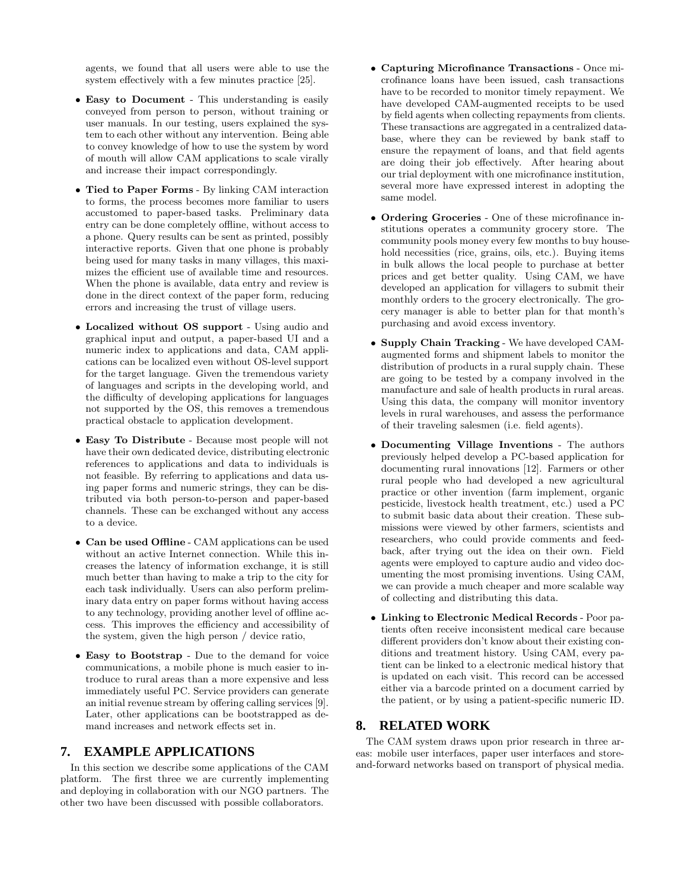agents, we found that all users were able to use the system effectively with a few minutes practice [25].

- **Easy to Document** - This understanding is easily conveyed from person to person, without training or user manuals. In our testing, users explained the system to each other without any intervention. Being able to convey knowledge of how to use the system by word of mouth will allow CAM applications to scale virally and increase their impact correspondingly.
- **Tied to Paper Forms** - By linking CAM interaction to forms, the process becomes more familiar to users accustomed to paper-based tasks. Preliminary data entry can be done completely offline, without access to a phone. Query results can be sent as printed, possibly interactive reports. Given that one phone is probably being used for many tasks in many villages, this maximizes the efficient use of available time and resources. When the phone is available, data entry and review is done in the direct context of the paper form, reducing errors and increasing the trust of village users.
- **Localized without OS support** - Using audio and graphical input and output, a paper-based UI and a numeric index to applications and data, CAM applications can be localized even without OS-level support for the target language. Given the tremendous variety of languages and scripts in the developing world, and the difficulty of developing applications for languages not supported by the OS, this removes a tremendous practical obstacle to application development.
- **Easy To Distribute** - Because most people will not have their own dedicated device, distributing electronic references to applications and data to individuals is not feasible. By referring to applications and data using paper forms and numeric strings, they can be distributed via both person-to-person and paper-based channels. These can be exchanged without any access to a device.
- **Can be used Offline** - CAM applications can be used without an active Internet connection. While this increases the latency of information exchange, it is still much better than having to make a trip to the city for each task individually. Users can also perform preliminary data entry on paper forms without having access to any technology, providing another level of offline access. This improves the efficiency and accessibility of the system, given the high person / device ratio,
- **Easy to Bootstrap** - Due to the demand for voice communications, a mobile phone is much easier to introduce to rural areas than a more expensive and less immediately useful PC. Service providers can generate an initial revenue stream by offering calling services [9]. Later, other applications can be bootstrapped as demand increases and network effects set in.

## 7. EXAMPLE APPLICATIONS

In this section we describe some applications of the CAM platform. The first three we are currently implementing and deploying in collaboration with our NGO partners. The other two have been discussed with possible collaborators.

- **Capturing Microfinance Transactions** - Once microfinance loans have been issued, cash transactions have to be recorded to monitor timely repayment. We have developed CAM-augmented receipts to be used by field agents when collecting repayments from clients. These transactions are aggregated in a centralized database, where they can be reviewed by bank staff to ensure the repayment of loans, and that field agents are doing their job effectively. After hearing about our trial deployment with one microfinance institution, several more have expressed interest in adopting the same model.
- **Ordering Groceries** - One of these microfinance institutions operates a community grocery store. The community pools money every few months to buy household necessities (rice, grains, oils, etc.). Buying items in bulk allows the local people to purchase at better prices and get better quality. Using CAM, we have developed an application for villagers to submit their monthly orders to the grocery electronically. The grocery manager is able to better plan for that month's purchasing and avoid excess inventory.
- **Supply Chain Tracking** - We have developed CAM-augmented forms and shipment labels to monitor the distribution of products in a rural supply chain. These are going to be tested by a company involved in the manufacture and sale of health products in rural areas. Using this data, the company will monitor inventory levels in rural warehouses, and assess the performance of their traveling salesmen (i.e. field agents).
- **Documenting Village Inventions** - The authors previously helped develop a PC-based application for documenting rural innovations [12]. Farmers or other rural people who had developed a new agricultural practice or other invention (farm implement, organic pesticide, livestock health treatment, etc.) used a PC to submit basic data about their creation. These submissions were viewed by other farmers, scientists and researchers, who could provide comments and feedback, after trying out the idea on their own. Field agents were employed to capture audio and video documenting the most promising inventions. Using CAM, we can provide a much cheaper and more scalable way of collecting and distributing this data.
- **Linking to Electronic Medical Records** - Poor patients often receive inconsistent medical care because different providers don't know about their existing conditions and treatment history. Using CAM, every patient can be linked to a electronic medical history that is updated on each visit. This record can be accessed either via a barcode printed on a document carried by the patient, or by using a patient-specific numeric ID.

## 8. RELATED WORK

The CAM system draws upon prior research in three areas: mobile user interfaces, paper user interfaces and store-and-forward networks based on transport of physical media.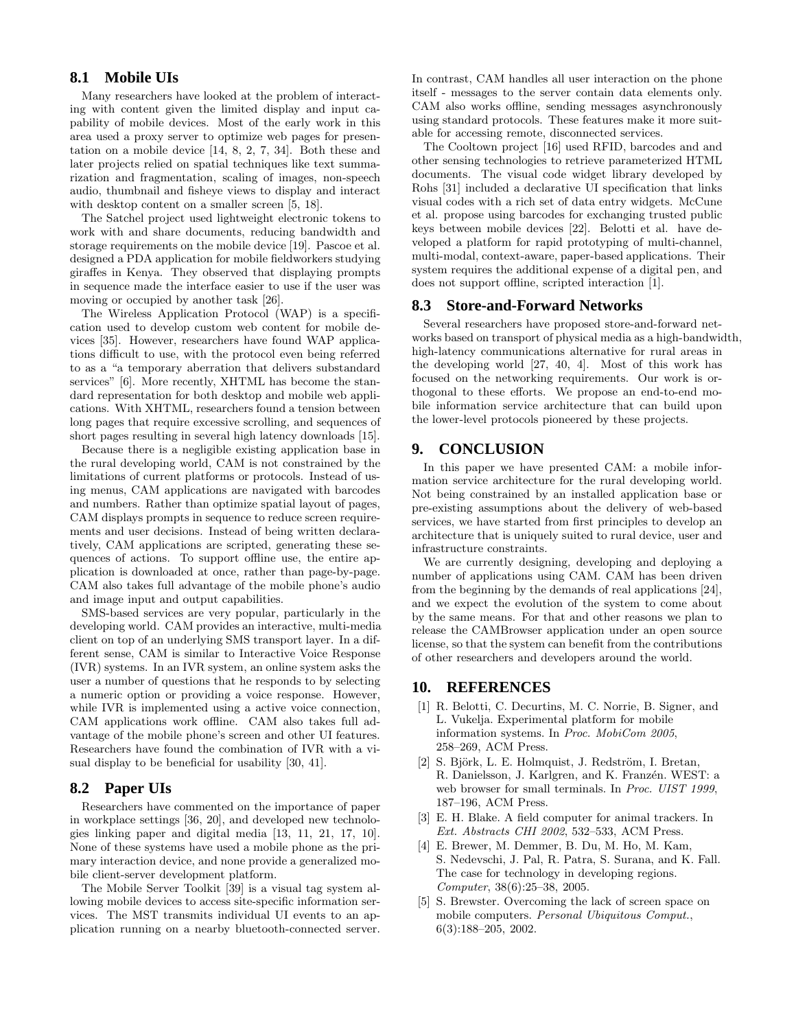## 8.1 Mobile UIs

Many researchers have looked at the problem of interacting with content given the limited display and input capability of mobile devices. Most of the early work in this area used a proxy server to optimize web pages for presentation on a mobile device [14, 8, 2, 7, 34]. Both these and later projects relied on spatial techniques like text summarization and fragmentation, scaling of images, non-speech audio, thumbnail and fisheye views to display and interact with desktop content on a smaller screen [5, 18].

The Satchel project used lightweight electronic tokens to work with and share documents, reducing bandwidth and storage requirements on the mobile device [19]. Pascoe et al. designed a PDA application for mobile fieldworkers studying giraffes in Kenya. They observed that displaying prompts in sequence made the interface easier to use if the user was moving or occupied by another task [26].

The Wireless Application Protocol (WAP) is a specification used to develop custom web content for mobile devices [35]. However, researchers have found WAP applications difficult to use, with the protocol even being referred to as a "a temporary aberration that delivers substandard services" [6]. More recently, XHTML has become the standard representation for both desktop and mobile web applications. With XHTML, researchers found a tension between long pages that require excessive scrolling, and sequences of short pages resulting in several high latency downloads [15].

Because there is a negligible existing application base in the rural developing world, CAM is not constrained by the limitations of current platforms or protocols. Instead of using menus, CAM applications are navigated with barcodes and numbers. Rather than optimize spatial layout of pages, CAM displays prompts in sequence to reduce screen requirements and user decisions. Instead of being written declaratively, CAM applications are scripted, generating these sequences of actions. To support offline use, the entire application is downloaded at once, rather than page-by-page. CAM also takes full advantage of the mobile phone's audio and image input and output capabilities.

SMS-based services are very popular, particularly in the developing world. CAM provides an interactive, multi-media client on top of an underlying SMS transport layer. In a different sense, CAM is similar to Interactive Voice Response (IVR) systems. In an IVR system, an online system asks the user a number of questions that he responds to by selecting a numeric option or providing a voice response. However, while IVR is implemented using a active voice connection, CAM applications work offline. CAM also takes full advantage of the mobile phone's screen and other UI features. Researchers have found the combination of IVR with a visual display to be beneficial for usability [30, 41].

## 8.2 Paper UIs

Researchers have commented on the importance of paper in workplace settings [36, 20], and developed new technologies linking paper and digital media [13, 11, 21, 17, 10]. None of these systems have used a mobile phone as the primary interaction device, and none provide a generalized mobile client-server development platform.

The Mobile Server Toolkit [39] is a visual tag system allowing mobile devices to access site-specific information services. The MST transmits individual UI events to an application running on a nearby bluetooth-connected server. In contrast, CAM handles all user interaction on the phone itself - messages to the server contain data elements only. CAM also works offline, sending messages asynchronously using standard protocols. These features make it more suitable for accessing remote, disconnected services.

The Cooltown project [16] used RFID, barcodes and and other sensing technologies to retrieve parameterized HTML documents. The visual code widget library developed by Rohs [31] included a declarative UI specification that links visual codes with a rich set of data entry widgets. McCune et al. propose using barcodes for exchanging trusted public keys between mobile devices [22]. Belotti et al. have developed a platform for rapid prototyping of multi-channel, multi-modal, context-aware, paper-based applications. Their system requires the additional expense of a digital pen, and does not support offline, scripted interaction [1].

## 8.3 Store-and-Forward Networks

Several researchers have proposed store-and-forward networks based on transport of physical media as a high-bandwidth, high-latency communications alternative for rural areas in the developing world [27, 40, 4]. Most of this work has focused on the networking requirements. Our work is orthogonal to these efforts. We propose an end-to-end mobile information service architecture that can build upon the lower-level protocols pioneered by these projects.

# 9. CONCLUSION

In this paper we have presented CAM: a mobile information service architecture for the rural developing world. Not being constrained by an installed application base or pre-existing assumptions about the delivery of web-based services, we have started from first principles to develop an architecture that is uniquely suited to rural device, user and infrastructure constraints.

We are currently designing, developing and deploying a number of applications using CAM. CAM has been driven from the beginning by the demands of real applications [24], and we expect the evolution of the system to come about by the same means. For that and other reasons we plan to release the CAMBrowser application under an open source license, so that the system can benefit from the contributions of other researchers and developers around the world.

# 10. REFERENCES

[1] R. Belotti, C. Decurtins, M. C. Norrie, B. Signer, and L. Vukelja. Experimental platform for mobile information systems. In *Proc. MobiCom 2005*, 258–269, ACM Press.

[2] S. Björk, L. E. Holmquist, J. Redström, I. Bretan, R. Danielsson, J. Karlgren, and K. Franzén. WEST: a web browser for small terminals. In *Proc. UIST 1999*, 187–196, ACM Press.

[3] E. H. Blake. A field computer for animal trackers. In *Ext. Abstracts CHI 2002*, 532–533, ACM Press.

[4] E. Brewer, M. Demmer, B. Du, M. Ho, M. Kam, S. Nedevschi, J. Pal, R. Patra, S. Surana, and K. Fall. The case for technology in developing regions. *Computer*, 38(6):25–38, 2005.

[5] S. Brewster. Overcoming the lack of screen space on mobile computers. *Personal Ubiquitous Comput.*, 6(3):188–205, 2002.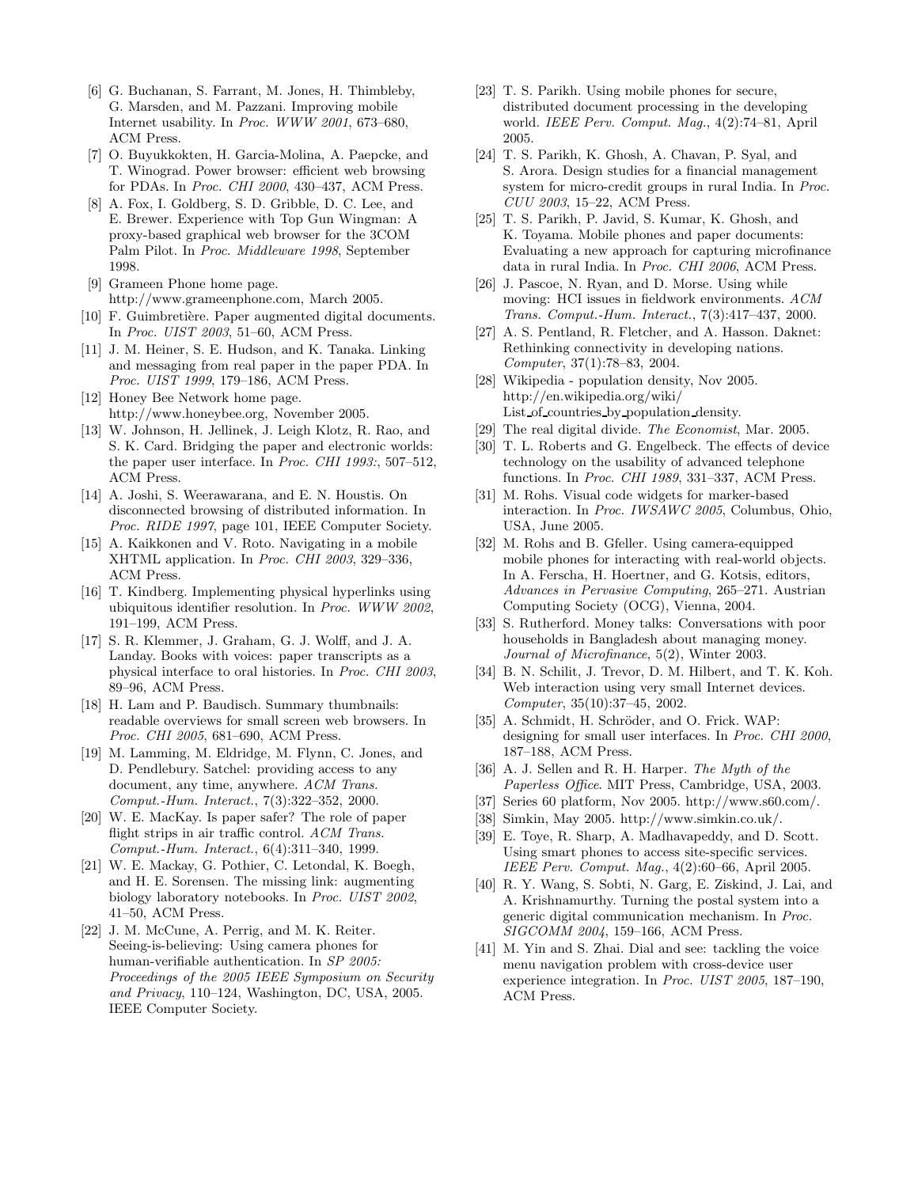[6] G. Buchanan, S. Farrant, M. Jones, H. Thimbleby, G. Marsden, and M. Pazzani. Improving mobile Internet usability. In *Proc. WWW 2001*, 673–680, ACM Press.

[7] O. Buyukkokten, H. Garcia-Molina, A. Paepcke, and T. Winograd. Power browser: efficient web browsing for PDAs. In *Proc. CHI 2000*, 430–437, ACM Press.

[8] A. Fox, I. Goldberg, S. D. Gribble, D. C. Lee, and E. Brewer. Experience with Top Gun Wingman: A proxy-based graphical web browser for the 3COM Palm Pilot. In *Proc. Middleware 1998*, September 1998.

[9] Grameen Phone home page. http://www.grameenphone.com, March 2005.

[10] F. Guimbretière. Paper augmented digital documents. In *Proc. UIST 2003*, 51–60, ACM Press.

[11] J. M. Heiner, S. E. Hudson, and K. Tanaka. Linking and messaging from real paper in the paper PDA. In *Proc. UIST 1999*, 179–186, ACM Press.

[12] Honey Bee Network home page. http://www.honeybee.org, November 2005.

[13] W. Johnson, H. Jellinek, J. Leigh Klotz, R. Rao, and S. K. Card. Bridging the paper and electronic worlds: the paper user interface. In *Proc. CHI 1993:*, 507–512, ACM Press.

[14] A. Joshi, S. Weerawarana, and E. N. Houstis. On disconnected browsing of distributed information. In *Proc. RIDE 1997*, page 101, IEEE Computer Society.

[15] A. Kaikkonen and V. Roto. Navigating in a mobile XHTML application. In *Proc. CHI 2003*, 329–336, ACM Press.

[16] T. Kindberg. Implementing physical hyperlinks using ubiquitous identifier resolution. In *Proc. WWW 2002*, 191–199, ACM Press.

[17] S. R. Klemmer, J. Graham, G. J. Wolff, and J. A. Landay. Books with voices: paper transcripts as a physical interface to oral histories. In *Proc. CHI 2003*, 89–96, ACM Press.

[18] H. Lam and P. Baudisch. Summary thumbnails: readable overviews for small screen web browsers. In *Proc. CHI 2005*, 681–690, ACM Press.

[19] M. Lamming, M. Eldridge, M. Flynn, C. Jones, and D. Pendlebury. Satchel: providing access to any document, any time, anywhere. *ACM Trans. Comput.-Hum. Interact.*, 7(3):322–352, 2000.

[20] W. E. MacKay. Is paper safer? The role of paper flight strips in air traffic control. *ACM Trans. Comput.-Hum. Interact.*, 6(4):311–340, 1999.

[21] W. E. Mackay, G. Pothier, C. Letondal, K. Boegh, and H. E. Sorensen. The missing link: augmenting biology laboratory notebooks. In *Proc. UIST 2002*, 41–50, ACM Press.

[22] J. M. McCune, A. Perrig, and M. K. Reiter. Seeing-is-believing: Using camera phones for human-verifiable authentication. In *SP 2005: Proceedings of the 2005 IEEE Symposium on Security and Privacy*, 110–124, Washington, DC, USA, 2005. IEEE Computer Society.

[23] T. S. Parikh. Using mobile phones for secure, distributed document processing in the developing world. *IEEE Perv. Comput. Mag.*, 4(2):74–81, April 2005.

[24] T. S. Parikh, K. Ghosh, A. Chavan, P. Syal, and S. Arora. Design studies for a financial management system for micro-credit groups in rural India. In *Proc. CUU 2003*, 15–22, ACM Press.

[25] T. S. Parikh, P. Javid, S. Kumar, K. Ghosh, and K. Toyama. Mobile phones and paper documents: Evaluating a new approach for capturing microfinance data in rural India. In *Proc. CHI 2006*, ACM Press.

[26] J. Pascoe, N. Ryan, and D. Morse. Using while moving: HCI issues in fieldwork environments. *ACM Trans. Comput.-Hum. Interact.*, 7(3):417–437, 2000.

[27] A. S. Pentland, R. Fletcher, and A. Hasson. Daknet: Rethinking connectivity in developing nations. *Computer*, 37(1):78–83, 2004.

[28] Wikipedia - population density, Nov 2005. http://en.wikipedia.org/wiki/List_of_countries_by_population_density.

[29] The real digital divide. *The Economist*, Mar. 2005.

[30] T. L. Roberts and G. Engelbeck. The effects of device technology on the usability of advanced telephone functions. In *Proc. CHI 1989*, 331–337, ACM Press.

[31] M. Rohs. Visual code widgets for marker-based interaction. In *Proc. IWSAWC 2005*, Columbus, Ohio, USA, June 2005.

[32] M. Rohs and B. Gfeller. Using camera-equipped mobile phones for interacting with real-world objects. In A. Ferscha, H. Hoertner, and G. Kotsis, editors, *Advances in Pervasive Computing*, 265–271. Austrian Computing Society (OCG), Vienna, 2004.

[33] S. Rutherford. Money talks: Conversations with poor households in Bangladesh about managing money. *Journal of Microfinance*, 5(2), Winter 2003.

[34] B. N. Schilit, J. Trevor, D. M. Hilbert, and T. K. Koh. Web interaction using very small Internet devices. *Computer*, 35(10):37–45, 2002.

[35] A. Schmidt, H. Schröder, and O. Frick. WAP: designing for small user interfaces. In *Proc. CHI 2000*, 187–188, ACM Press.

[36] A. J. Sellen and R. H. Harper. *The Myth of the Paperless Office*. MIT Press, Cambridge, USA, 2003.

[37] Series 60 platform, Nov 2005. http://www.s60.com/.

[38] Simkin, May 2005. http://www.simkin.co.uk/.

[39] E. Toye, R. Sharp, A. Madhavapeddy, and D. Scott. Using smart phones to access site-specific services. *IEEE Perv. Comput. Mag.*, 4(2):60–66, April 2005.

[40] R. Y. Wang, S. Sobti, N. Garg, E. Ziskind, J. Lai, and A. Krishnamurthy. Turning the postal system into a generic digital communication mechanism. In *Proc. SIGCOMM 2004*, 159–166, ACM Press.

[41] M. Yin and S. Zhai. Dial and see: tackling the voice menu navigation problem with cross-device user experience integration. In *Proc. UIST 2005*, 187–190, ACM Press.